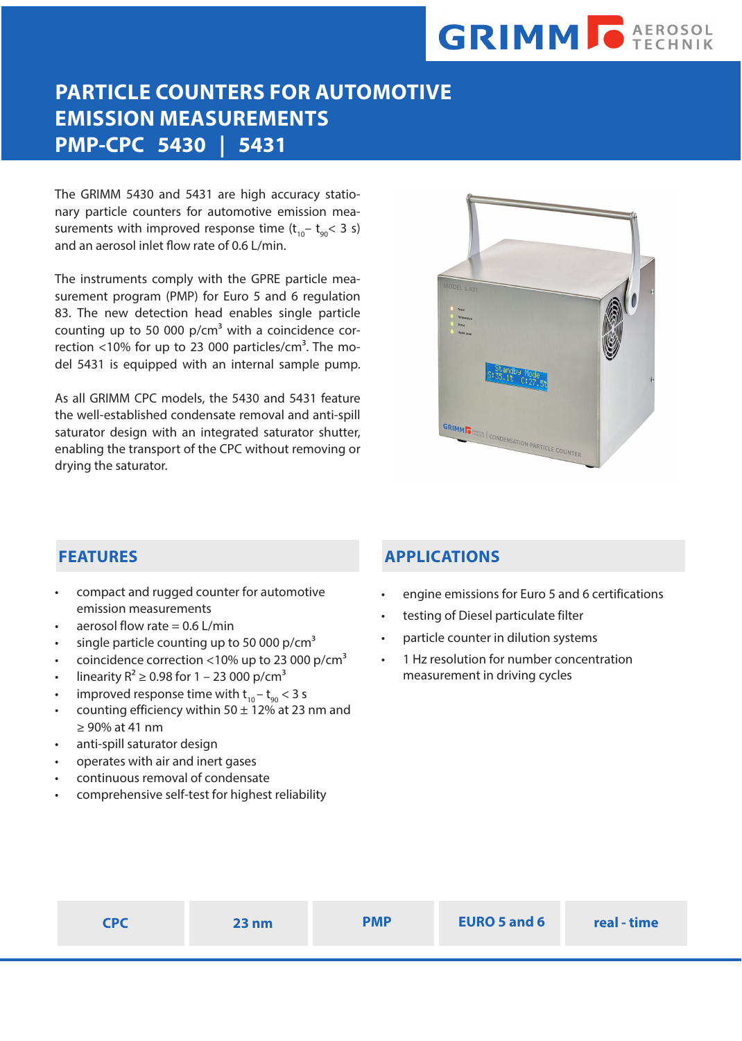GRIMM AEROSOL TECHNIK

# PARTICLE COUNTERS FOR AUTOMOTIVE EMISSION MEASUREMENTS

# PMP-CPC 5430 | 5431

The GRIMM 5430 and 5431 are high accuracy stationary particle counters for automotive emission measurements with improved response time ($t_{10} - t_{90} < 3$ s) and an aerosol inlet flow rate of 0.6 L/min.

The instruments comply with the GPRE particle measurement program (PMP) for Euro 5 and 6 regulation 83. The new detection head enables single particle counting up to 50 000 p/cm³ with a coincidence correction <10% for up to 23 000 particles/cm³. The model 5431 is equipped with an internal sample pump.

As all GRIMM CPC models, the 5430 and 5431 feature the well-established condensate removal and anti-spill saturator design with an integrated saturator shutter, enabling the transport of the CPC without removing or drying the saturator.

## FEATURES

- compact and rugged counter for automotive emission measurements
- aerosol flow rate = 0.6 L/min
- single particle counting up to 50 000 p/cm³
- coincidence correction <10% up to 23 000 p/cm³
- linearity $R^2 \geq 0.98$ for 1 – 23 000 p/cm³
- improved response time with $t_{10} - t_{90} < 3$ s
- counting efficiency within 50 ± 12% at 23 nm and ≥ 90% at 41 nm
- anti-spill saturator design
- operates with air and inert gases
- continuous removal of condensate
- comprehensive self-test for highest reliability

## APPLICATIONS

- engine emissions for Euro 5 and 6 certifications
- testing of Diesel particulate filter
- particle counter in dilution systems
- 1 Hz resolution for number concentration measurement in driving cycles

| CPC | 23 nm | PMP | EURO 5 and 6 | real - time |
|---|---|---|---|---|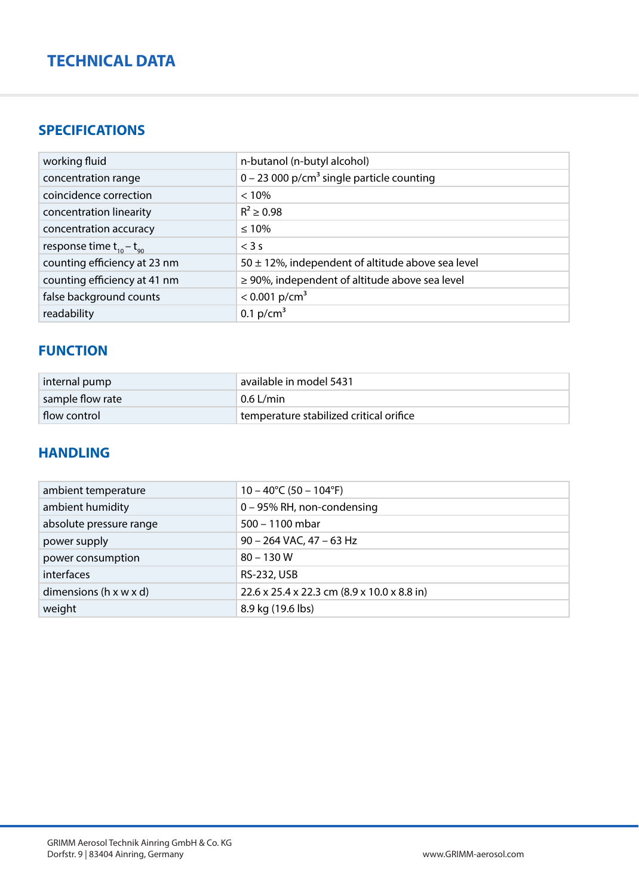# TECHNICAL DATA

## SPECIFICATIONS

| | |
|---|---|
| working fluid | n-butanol (n-butyl alcohol) |
| concentration range | 0 – 23 000 p/cm$^3$ single particle counting |
| coincidence correction | < 10% |
| concentration linearity | $R^2 \geq 0.98$ |
| concentration accuracy | ≤ 10% |
| response time $t_{10} - t_{90}$ | < 3 s |
| counting efficiency at 23 nm | 50 ± 12%, independent of altitude above sea level |
| counting efficiency at 41 nm | ≥ 90%, independent of altitude above sea level |
| false background counts | < 0.001 p/cm$^3$ |
| readability | 0.1 p/cm$^3$ |

## FUNCTION

| | |
|---|---|
| internal pump | available in model 5431 |
| sample flow rate | 0.6 L/min |
| flow control | temperature stabilized critical orifice |

## HANDLING

| | |
|---|---|
| ambient temperature | 10 – 40°C (50 – 104°F) |
| ambient humidity | 0 – 95% RH, non-condensing |
| absolute pressure range | 500 – 1100 mbar |
| power supply | 90 – 264 VAC, 47 – 63 Hz |
| power consumption | 80 – 130 W |
| interfaces | RS-232, USB |
| dimensions (h x w x d) | 22.6 x 25.4 x 22.3 cm (8.9 x 10.0 x 8.8 in) |
| weight | 8.9 kg (19.6 lbs) |

GRIMM Aerosol Technik Ainring GmbH & Co. KG
Dorfstr. 9 | 83404 Ainring, Germany

www.GRIMM-aerosol.com